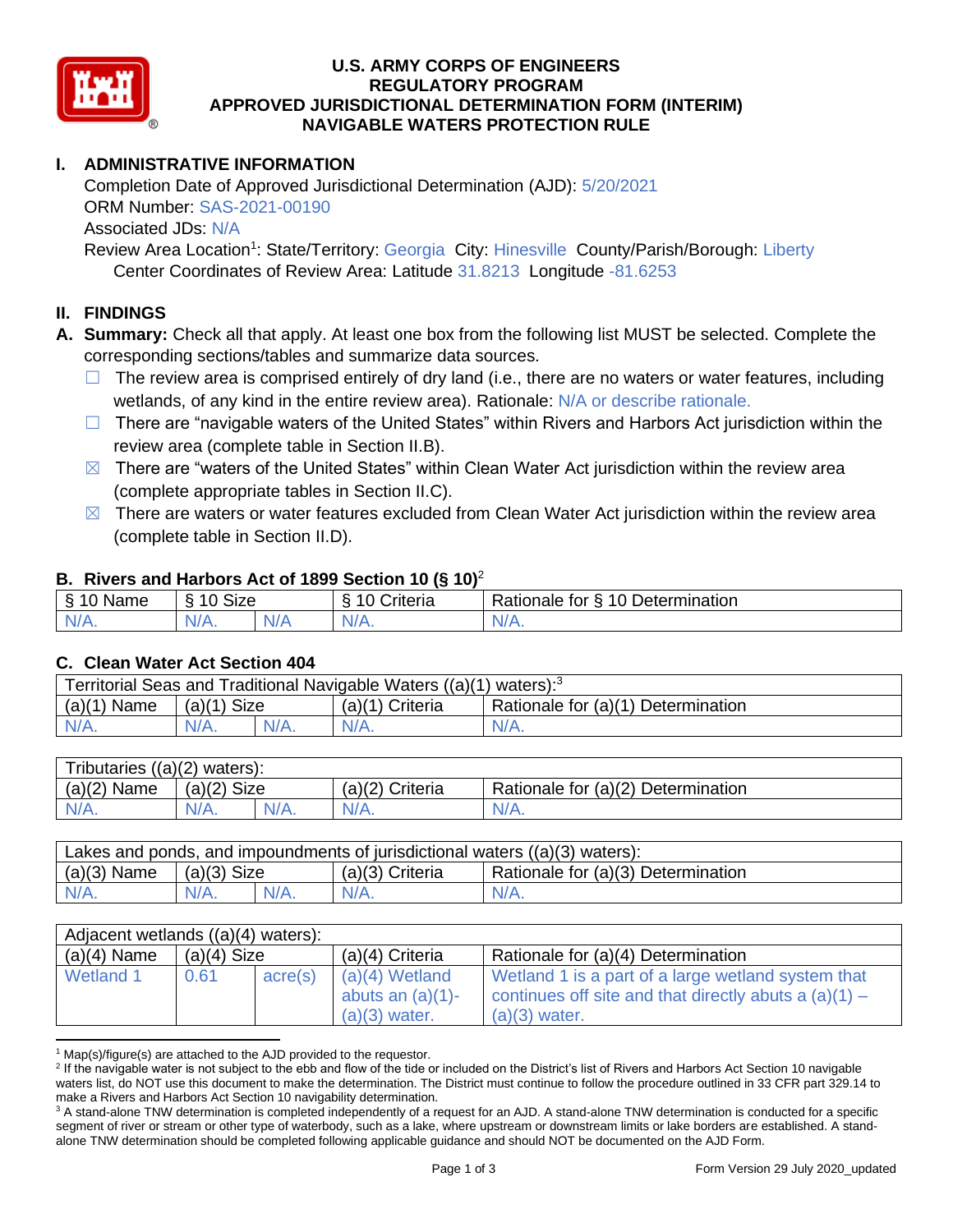# U.S. ARMY CORPS OF ENGINEERS
# REGULATORY PROGRAM
# APPROVED JURISDICTIONAL DETERMINATION FORM (INTERIM)
# NAVIGABLE WATERS PROTECTION RULE

## I. ADMINISTRATIVE INFORMATION

Completion Date of Approved Jurisdictional Determination (AJD): 5/20/2021
ORM Number: SAS-2021-00190
Associated JDs: N/A
Review Area Location[1]: State/Territory: Georgia City: Hinesville County/Parish/Borough: Liberty
Center Coordinates of Review Area: Latitude 31.8213 Longitude -81.6253

## II. FINDINGS

**A. Summary:** Check all that apply. At least one box from the following list MUST be selected. Complete the corresponding sections/tables and summarize data sources.

- ☐ The review area is comprised entirely of dry land (i.e., there are no waters or water features, including wetlands, of any kind in the entire review area). Rationale: N/A or describe rationale.
- ☐ There are "navigable waters of the United States" within Rivers and Harbors Act jurisdiction within the review area (complete table in Section II.B).
- ☒ There are "waters of the United States" within Clean Water Act jurisdiction within the review area (complete appropriate tables in Section II.C).
- ☒ There are waters or water features excluded from Clean Water Act jurisdiction within the review area (complete table in Section II.D).

### B. Rivers and Harbors Act of 1899 Section 10 (§ 10)[2]

| § 10 Name | § 10 Size | | § 10 Criteria | Rationale for § 10 Determination |
|---|---|---|---|---|
| N/A. | N/A. | N/A | N/A. | N/A. |

### C. Clean Water Act Section 404

| Territorial Seas and Traditional Navigable Waters ((a)(1) waters):[3] | | | | |
|---|---|---|---|---|
| (a)(1) Name | (a)(1) Size | | (a)(1) Criteria | Rationale for (a)(1) Determination |
| N/A. | N/A. | N/A. | N/A. | N/A. |

| Tributaries ((a)(2) waters): | | | | |
|---|---|---|---|---|
| (a)(2) Name | (a)(2) Size | | (a)(2) Criteria | Rationale for (a)(2) Determination |
| N/A. | N/A. | N/A. | N/A. | N/A. |

| Lakes and ponds, and impoundments of jurisdictional waters ((a)(3) waters): | | | | |
|---|---|---|---|---|
| (a)(3) Name | (a)(3) Size | | (a)(3) Criteria | Rationale for (a)(3) Determination |
| N/A. | N/A. | N/A. | N/A. | N/A. |

| Adjacent wetlands ((a)(4) waters): | | | | |
|---|---|---|---|---|
| (a)(4) Name | (a)(4) Size | | (a)(4) Criteria | Rationale for (a)(4) Determination |
| Wetland 1 | 0.61 | acre(s) | (a)(4) Wetland abuts an (a)(1)-(a)(3) water. | Wetland 1 is a part of a large wetland system that continues off site and that directly abuts a (a)(1) – (a)(3) water. |

---

[1] Map(s)/figure(s) are attached to the AJD provided to the requestor.

[2] If the navigable water is not subject to the ebb and flow of the tide or included on the District's list of Rivers and Harbors Act Section 10 navigable waters list, do NOT use this document to make the determination. The District must continue to follow the procedure outlined in 33 CFR part 329.14 to make a Rivers and Harbors Act Section 10 navigability determination.

[3] A stand-alone TNW determination is completed independently of a request for an AJD. A stand-alone TNW determination is conducted for a specific segment of river or stream or other type of waterbody, such as a lake, where upstream or downstream limits or lake borders are established. A stand-alone TNW determination should be completed following applicable guidance and should NOT be documented on the AJD Form.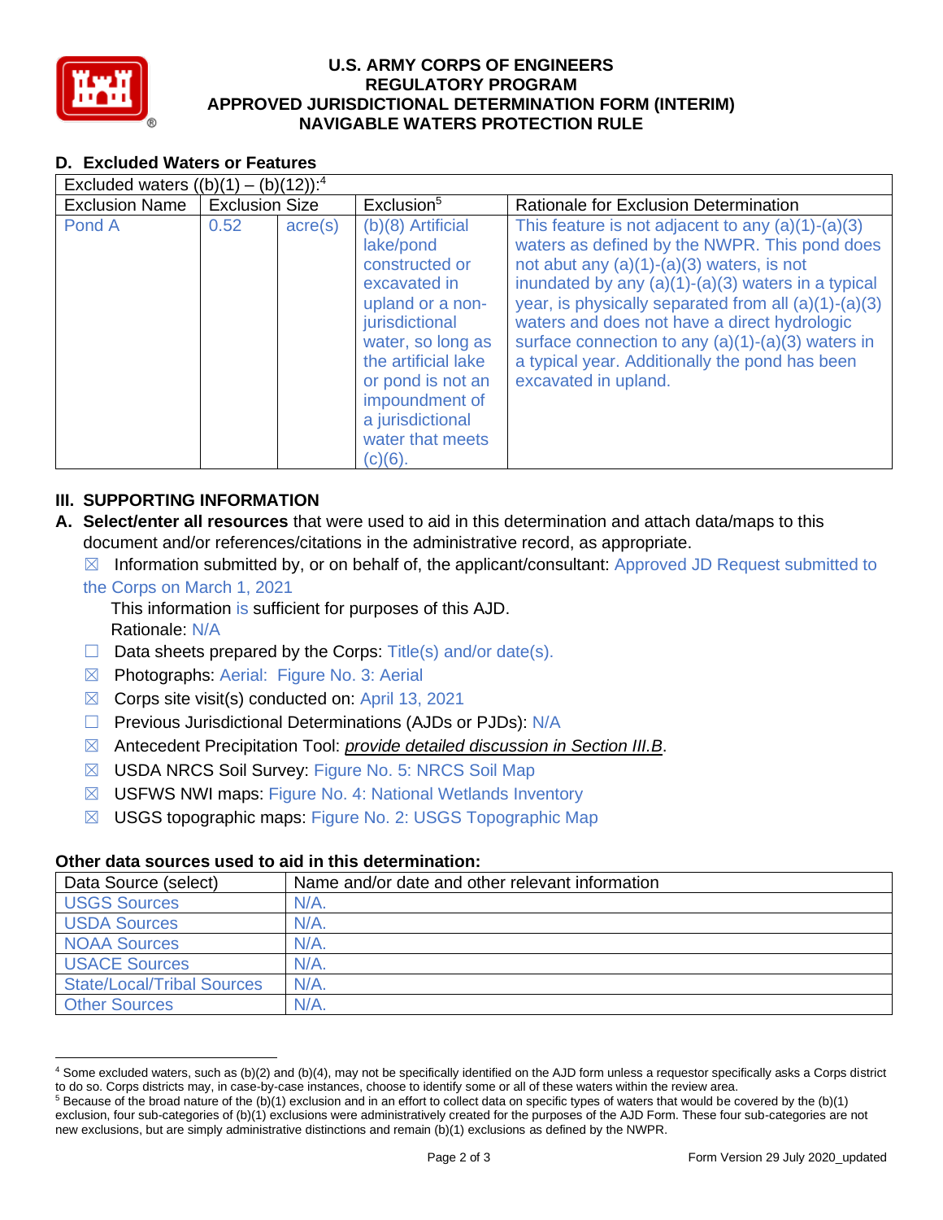# U.S. ARMY CORPS OF ENGINEERS
# REGULATORY PROGRAM
# APPROVED JURISDICTIONAL DETERMINATION FORM (INTERIM)
# NAVIGABLE WATERS PROTECTION RULE

## D. Excluded Waters or Features

| Excluded waters ((b)(1) – (b)(12)):[4] | | | | |
|---|---|---|---|---|
| Exclusion Name | Exclusion Size | | Exclusion[5] | Rationale for Exclusion Determination |
| Pond A | 0.52 | acre(s) | (b)(8) Artificial lake/pond constructed or excavated in upland or a non-jurisdictional water, so long as the artificial lake or pond is not an impoundment of a jurisdictional water that meets (c)(6). | This feature is not adjacent to any (a)(1)-(a)(3) waters as defined by the NWPR. This pond does not abut any (a)(1)-(a)(3) waters, is not inundated by any (a)(1)-(a)(3) waters in a typical year, is physically separated from all (a)(1)-(a)(3) waters and does not have a direct hydrologic surface connection to any (a)(1)-(a)(3) waters in a typical year. Additionally the pond has been excavated in upland. |

## III. SUPPORTING INFORMATION

**A. Select/enter all resources** that were used to aid in this determination and attach data/maps to this document and/or references/citations in the administrative record, as appropriate.

☒ Information submitted by, or on behalf of, the applicant/consultant: Approved JD Request submitted to the Corps on March 1, 2021

This information is sufficient for purposes of this AJD.
Rationale: N/A

☐ Data sheets prepared by the Corps: Title(s) and/or date(s).

☒ Photographs: Aerial: Figure No. 3: Aerial

☒ Corps site visit(s) conducted on: April 13, 2021

☐ Previous Jurisdictional Determinations (AJDs or PJDs): N/A

☒ Antecedent Precipitation Tool: *provide detailed discussion in Section III.B*.

☒ USDA NRCS Soil Survey: Figure No. 5: NRCS Soil Map

☒ USFWS NWI maps: Figure No. 4: National Wetlands Inventory

☒ USGS topographic maps: Figure No. 2: USGS Topographic Map

### Other data sources used to aid in this determination:

| Data Source (select) | Name and/or date and other relevant information |
|---|---|
| USGS Sources | N/A. |
| USDA Sources | N/A. |
| NOAA Sources | N/A. |
| USACE Sources | N/A. |
| State/Local/Tribal Sources | N/A. |
| Other Sources | N/A. |

---

[4] Some excluded waters, such as (b)(2) and (b)(4), may not be specifically identified on the AJD form unless a requestor specifically asks a Corps district to do so. Corps districts may, in case-by-case instances, choose to identify some or all of these waters within the review area.

[5] Because of the broad nature of the (b)(1) exclusion and in an effort to collect data on specific types of waters that would be covered by the (b)(1) exclusion, four sub-categories of (b)(1) exclusions were administratively created for the purposes of the AJD Form. These four sub-categories are not new exclusions, but are simply administrative distinctions and remain (b)(1) exclusions as defined by the NWPR.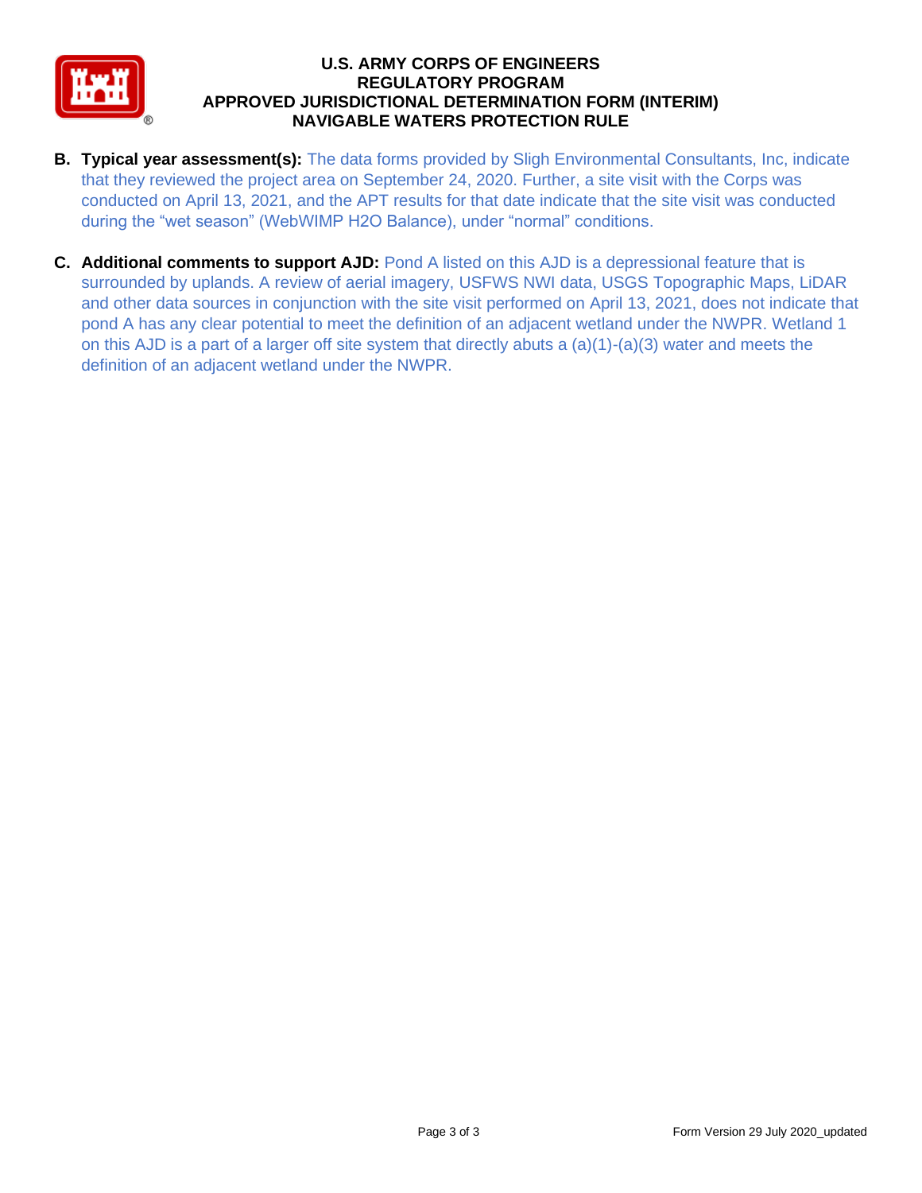**B. Typical year assessment(s):** The data forms provided by Sligh Environmental Consultants, Inc, indicate that they reviewed the project area on September 24, 2020. Further, a site visit with the Corps was conducted on April 13, 2021, and the APT results for that date indicate that the site visit was conducted during the "wet season" (WebWIMP H2O Balance), under "normal" conditions.

**C. Additional comments to support AJD:** Pond A listed on this AJD is a depressional feature that is surrounded by uplands. A review of aerial imagery, USFWS NWI data, USGS Topographic Maps, LiDAR and other data sources in conjunction with the site visit performed on April 13, 2021, does not indicate that pond A has any clear potential to meet the definition of an adjacent wetland under the NWPR. Wetland 1 on this AJD is a part of a larger off site system that directly abuts a (a)(1)-(a)(3) water and meets the definition of an adjacent wetland under the NWPR.